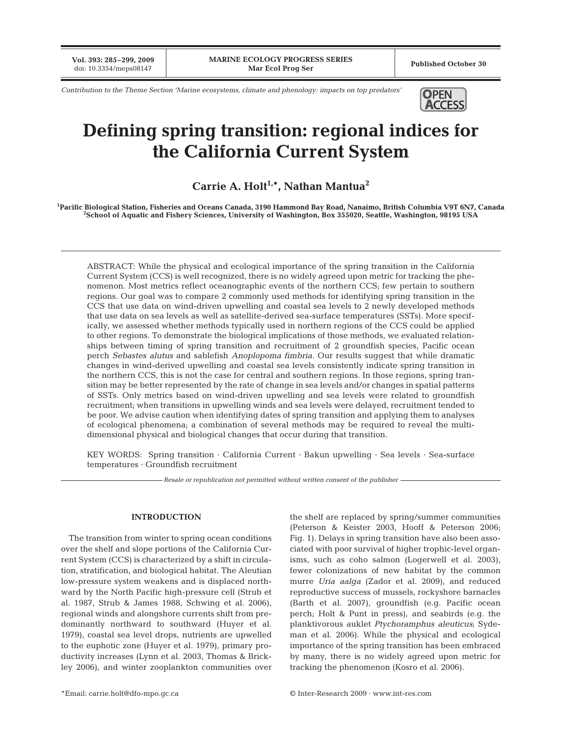Contribution to the Theme Section 'Marine ecosystems, climate and phenology: impacts on top predators'

# Defining spring transition: regional indices for the California Current System

**Carrie A. Holt[1,*], Nathan Mantua[2]**

[1]Pacific Biological Station, Fisheries and Oceans Canada, 3190 Hammond Bay Road, Nanaimo, British Columbia V9T 6N7, Canada
[2]School of Aquatic and Fishery Sciences, University of Washington, Box 355020, Seattle, Washington, 98195 USA

ABSTRACT: While the physical and ecological importance of the spring transition in the California Current System (CCS) is well recognized, there is no widely agreed upon metric for tracking the phenomenon. Most metrics reflect oceanographic events of the northern CCS; few pertain to southern regions. Our goal was to compare 2 commonly used methods for identifying spring transition in the CCS that use data on wind-driven upwelling and coastal sea levels to 2 newly developed methods that use data on sea levels as well as satellite-derived sea-surface temperatures (SSTs). More specifically, we assessed whether methods typically used in northern regions of the CCS could be applied to other regions. To demonstrate the biological implications of those methods, we evaluated relationships between timing of spring transition and recruitment of 2 groundfish species, Pacific ocean perch *Sebastes alutus* and sablefish *Anoplopoma fimbria*. Our results suggest that while dramatic changes in wind-derived upwelling and coastal sea levels consistently indicate spring transition in the northern CCS, this is not the case for central and southern regions. In those regions, spring transition may be better represented by the rate of change in sea levels and/or changes in spatial patterns of SSTs. Only metrics based on wind-driven upwelling and sea levels were related to groundfish recruitment; when transitions in upwelling winds and sea levels were delayed, recruitment tended to be poor. We advise caution when identifying dates of spring transition and applying them to analyses of ecological phenomena; a combination of several methods may be required to reveal the multidimensional physical and biological changes that occur during that transition.

KEY WORDS: Spring transition · California Current · Bakun upwelling · Sea levels · Sea-surface temperatures · Groundfish recruitment

*Resale or republication not permitted without written consent of the publisher*

## INTRODUCTION

The transition from winter to spring ocean conditions over the shelf and slope portions of the California Current System (CCS) is characterized by a shift in circulation, stratification, and biological habitat. The Aleutian low-pressure system weakens and is displaced northward by the North Pacific high-pressure cell (Strub et al. 1987, Strub & James 1988, Schwing et al. 2006), regional winds and alongshore currents shift from predominantly northward to southward (Huyer et al. 1979), coastal sea level drops, nutrients are upwelled to the euphotic zone (Huyer et al. 1979), primary productivity increases (Lynn et al. 2003, Thomas & Brickley 2006), and winter zooplankton communities over the shelf are replaced by spring/summer communities (Peterson & Keister 2003, Hooff & Peterson 2006; Fig. 1). Delays in spring transition have also been associated with poor survival of higher trophic-level organisms, such as coho salmon (Logerwell et al. 2003), fewer colonizations of new habitat by the common murre *Uria aalga* (Zador et al. 2009), and reduced reproductive success of mussels, rockyshore barnacles (Barth et al. 2007), groundfish (e.g. Pacific ocean perch; Holt & Punt in press), and seabirds (e.g. the planktivorous auklet *Ptychoramphus aleuticus*; Sydeman et al. 2006). While the physical and ecological importance of the spring transition has been embraced by many, there is no widely agreed upon metric for tracking the phenomenon (Kosro et al. 2006).

*Email: carrie.holt@dfo-mpo.gc.ca

© Inter-Research 2009 · www.int-res.com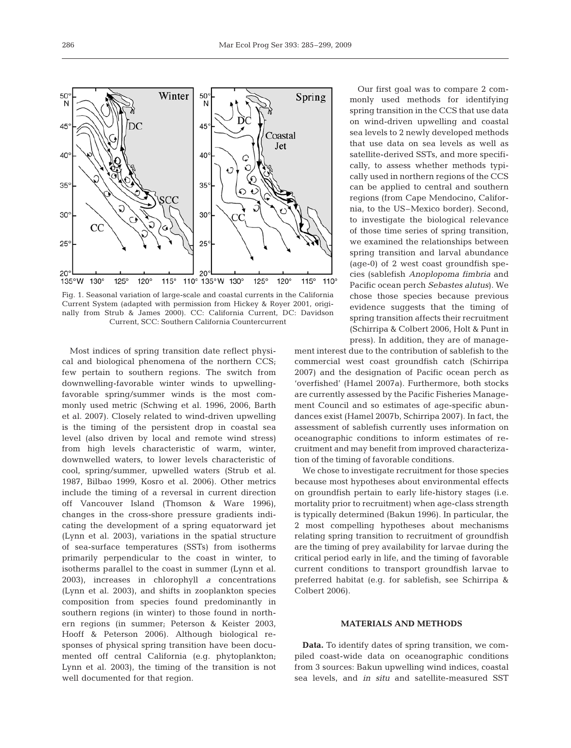Fig. 1. Seasonal variation of large-scale and coastal currents in the California Current System (adapted with permission from Hickey & Royer 2001, originally from Strub & James 2000). CC: California Current, DC: Davidson Current, SCC: Southern California Countercurrent

Most indices of spring transition date reflect physical and biological phenomena of the northern CCS; few pertain to southern regions. The switch from downwelling-favorable winter winds to upwelling-favorable spring/summer winds is the most commonly used metric (Schwing et al. 1996, 2006, Barth et al. 2007). Closely related to wind-driven upwelling is the timing of the persistent drop in coastal sea level (also driven by local and remote wind stress) from high levels characteristic of warm, winter, downwelled waters, to lower levels characteristic of cool, spring/summer, upwelled waters (Strub et al. 1987, Bilbao 1999, Kosro et al. 2006). Other metrics include the timing of a reversal in current direction off Vancouver Island (Thomson & Ware 1996), changes in the cross-shore pressure gradients indicating the development of a spring equatorward jet (Lynn et al. 2003), variations in the spatial structure of sea-surface temperatures (SSTs) from isotherms primarily perpendicular to the coast in winter, to isotherms parallel to the coast in summer (Lynn et al. 2003), increases in chlorophyll *a* concentrations (Lynn et al. 2003), and shifts in zooplankton species composition from species found predominantly in southern regions (in winter) to those found in northern regions (in summer; Peterson & Keister 2003, Hooff & Peterson 2006). Although biological responses of physical spring transition have been documented off central California (e.g. phytoplankton; Lynn et al. 2003), the timing of the transition is not well documented for that region.

Our first goal was to compare 2 commonly used methods for identifying spring transition in the CCS that use data on wind-driven upwelling and coastal sea levels to 2 newly developed methods that use data on sea levels as well as satellite-derived SSTs, and more specifically, to assess whether methods typically used in northern regions of the CCS can be applied to central and southern regions (from Cape Mendocino, California, to the US–Mexico border). Second, to investigate the biological relevance of those time series of spring transition, we examined the relationships between spring transition and larval abundance (age-0) of 2 west coast groundfish species (sablefish *Anoplopoma fimbria* and Pacific ocean perch *Sebastes alutus*). We chose those species because previous evidence suggests that the timing of spring transition affects their recruitment (Schirripa & Colbert 2006, Holt & Punt in press). In addition, they are of management interest due to the contribution of sablefish to the commercial west coast groundfish catch (Schirripa 2007) and the designation of Pacific ocean perch as 'overfished' (Hamel 2007a). Furthermore, both stocks are currently assessed by the Pacific Fisheries Management Council and so estimates of age-specific abundances exist (Hamel 2007b, Schirripa 2007). In fact, the assessment of sablefish currently uses information on oceanographic conditions to inform estimates of recruitment and may benefit from improved characterization of the timing of favorable conditions.

We chose to investigate recruitment for those species because most hypotheses about environmental effects on groundfish pertain to early life-history stages (i.e. mortality prior to recruitment) when age-class strength is typically determined (Bakun 1996). In particular, the 2 most compelling hypotheses about mechanisms relating spring transition to recruitment of groundfish are the timing of prey availability for larvae during the critical period early in life, and the timing of favorable current conditions to transport groundfish larvae to preferred habitat (e.g. for sablefish, see Schirripa & Colbert 2006).

## MATERIALS AND METHODS

**Data.** To identify dates of spring transition, we compiled coast-wide data on oceanographic conditions from 3 sources: Bakun upwelling wind indices, coastal sea levels, and *in situ* and satellite-measured SST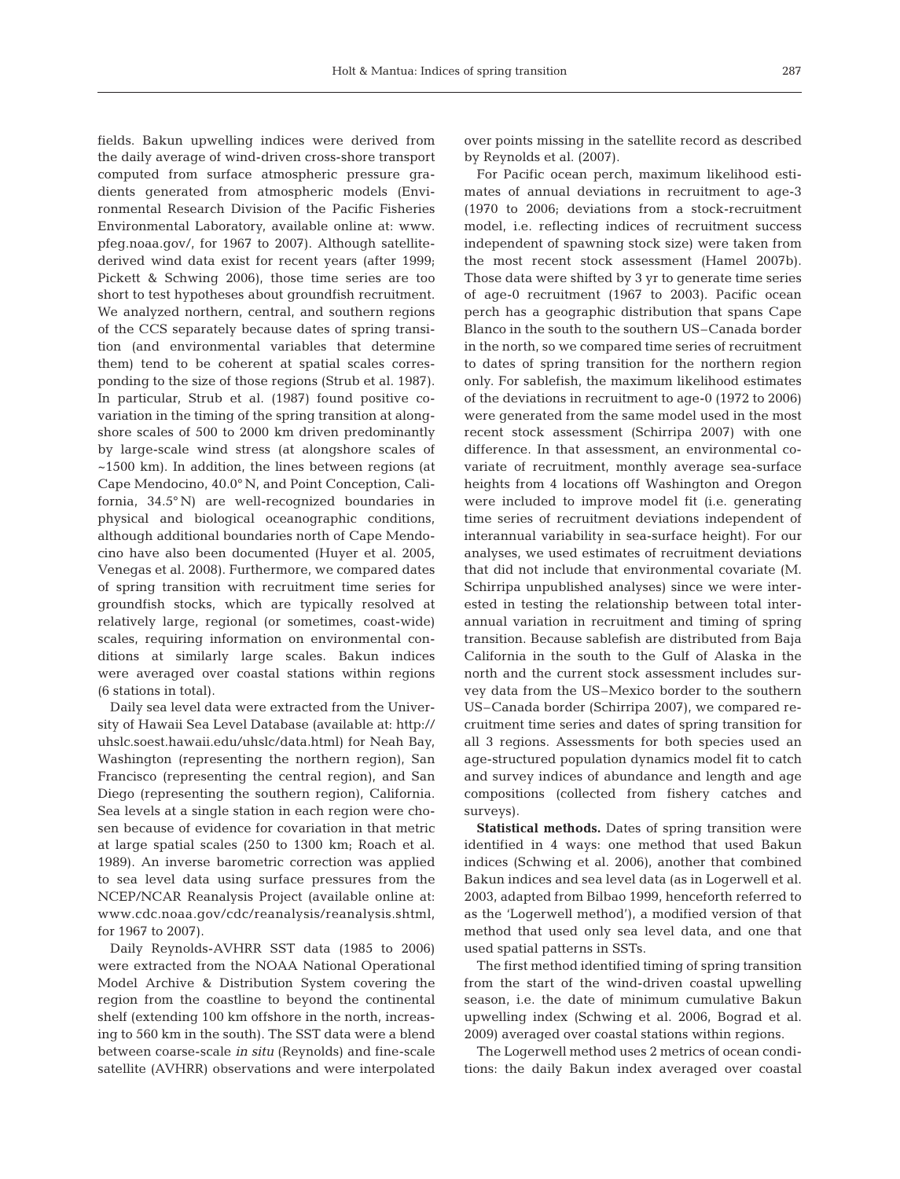fields. Bakun upwelling indices were derived from the daily average of wind-driven cross-shore transport computed from surface atmospheric pressure gradients generated from atmospheric models (Environmental Research Division of the Pacific Fisheries Environmental Laboratory, available online at: www.pfeg.noaa.gov/, for 1967 to 2007). Although satellite-derived wind data exist for recent years (after 1999; Pickett & Schwing 2006), those time series are too short to test hypotheses about groundfish recruitment. We analyzed northern, central, and southern regions of the CCS separately because dates of spring transition (and environmental variables that determine them) tend to be coherent at spatial scales corresponding to the size of those regions (Strub et al. 1987). In particular, Strub et al. (1987) found positive covariation in the timing of the spring transition at alongshore scales of 500 to 2000 km driven predominantly by large-scale wind stress (at alongshore scales of ~1500 km). In addition, the lines between regions (at Cape Mendocino, 40.0° N, and Point Conception, California, 34.5° N) are well-recognized boundaries in physical and biological oceanographic conditions, although additional boundaries north of Cape Mendocino have also been documented (Huyer et al. 2005, Venegas et al. 2008). Furthermore, we compared dates of spring transition with recruitment time series for groundfish stocks, which are typically resolved at relatively large, regional (or sometimes, coast-wide) scales, requiring information on environmental conditions at similarly large scales. Bakun indices were averaged over coastal stations within regions (6 stations in total).

Daily sea level data were extracted from the University of Hawaii Sea Level Database (available at: http://uhslc.soest.hawaii.edu/uhslc/data.html) for Neah Bay, Washington (representing the northern region), San Francisco (representing the central region), and San Diego (representing the southern region), California. Sea levels at a single station in each region were chosen because of evidence for covariation in that metric at large spatial scales (250 to 1300 km; Roach et al. 1989). An inverse barometric correction was applied to sea level data using surface pressures from the NCEP/NCAR Reanalysis Project (available online at: www.cdc.noaa.gov/cdc/reanalysis/reanalysis.shtml, for 1967 to 2007).

Daily Reynolds-AVHRR SST data (1985 to 2006) were extracted from the NOAA National Operational Model Archive & Distribution System covering the region from the coastline to beyond the continental shelf (extending 100 km offshore in the north, increasing to 560 km in the south). The SST data were a blend between coarse-scale *in situ* (Reynolds) and fine-scale satellite (AVHRR) observations and were interpolated over points missing in the satellite record as described by Reynolds et al. (2007).

For Pacific ocean perch, maximum likelihood estimates of annual deviations in recruitment to age-3 (1970 to 2006; deviations from a stock-recruitment model, i.e. reflecting indices of recruitment success independent of spawning stock size) were taken from the most recent stock assessment (Hamel 2007b). Those data were shifted by 3 yr to generate time series of age-0 recruitment (1967 to 2003). Pacific ocean perch has a geographic distribution that spans Cape Blanco in the south to the southern US–Canada border in the north, so we compared time series of recruitment to dates of spring transition for the northern region only. For sablefish, the maximum likelihood estimates of the deviations in recruitment to age-0 (1972 to 2006) were generated from the same model used in the most recent stock assessment (Schirripa 2007) with one difference. In that assessment, an environmental covariate of recruitment, monthly average sea-surface heights from 4 locations off Washington and Oregon were included to improve model fit (i.e. generating time series of recruitment deviations independent of interannual variability in sea-surface height). For our analyses, we used estimates of recruitment deviations that did not include that environmental covariate (M. Schirripa unpublished analyses) since we were interested in testing the relationship between total interannual variation in recruitment and timing of spring transition. Because sablefish are distributed from Baja California in the south to the Gulf of Alaska in the north and the current stock assessment includes survey data from the US–Mexico border to the southern US–Canada border (Schirripa 2007), we compared recruitment time series and dates of spring transition for all 3 regions. Assessments for both species used an age-structured population dynamics model fit to catch and survey indices of abundance and length and age compositions (collected from fishery catches and surveys).

**Statistical methods.** Dates of spring transition were identified in 4 ways: one method that used Bakun indices (Schwing et al. 2006), another that combined Bakun indices and sea level data (as in Logerwell et al. 2003, adapted from Bilbao 1999, henceforth referred to as the 'Logerwell method'), a modified version of that method that used only sea level data, and one that used spatial patterns in SSTs.

The first method identified timing of spring transition from the start of the wind-driven coastal upwelling season, i.e. the date of minimum cumulative Bakun upwelling index (Schwing et al. 2006, Bograd et al. 2009) averaged over coastal stations within regions.

The Logerwell method uses 2 metrics of ocean conditions: the daily Bakun index averaged over coastal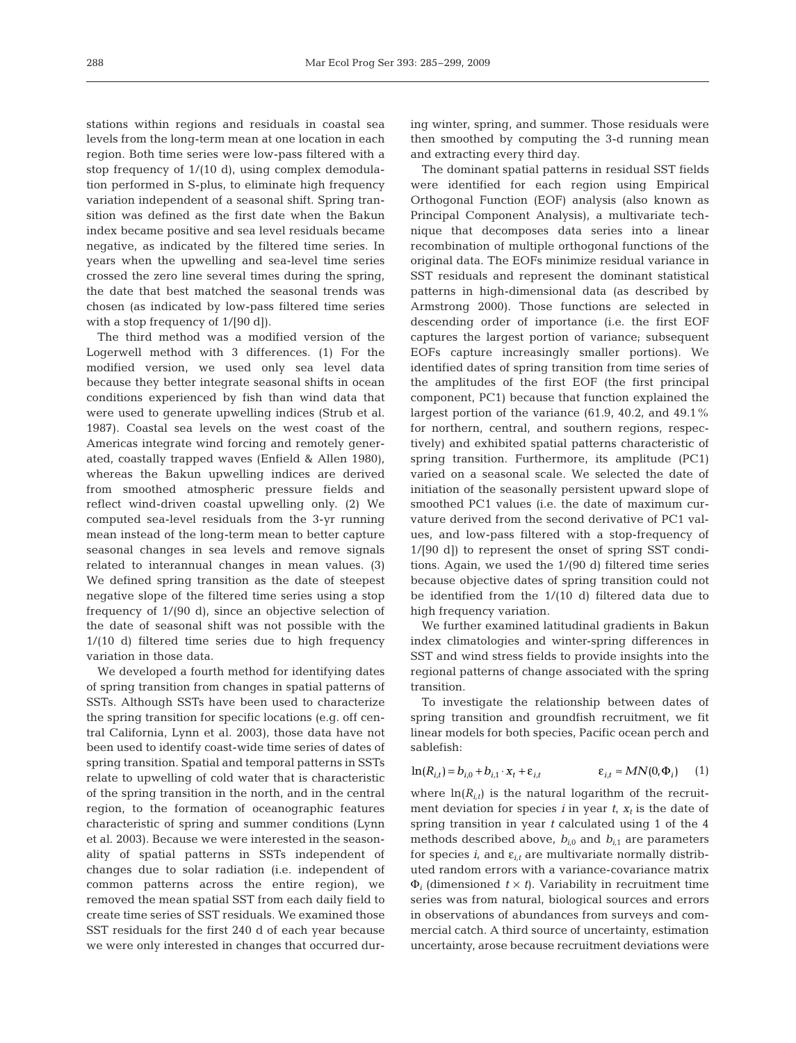stations within regions and residuals in coastal sea levels from the long-term mean at one location in each region. Both time series were low-pass filtered with a stop frequency of 1/(10 d), using complex demodulation performed in S-plus, to eliminate high frequency variation independent of a seasonal shift. Spring transition was defined as the first date when the Bakun index became positive and sea level residuals became negative, as indicated by the filtered time series. In years when the upwelling and sea-level time series crossed the zero line several times during the spring, the date that best matched the seasonal trends was chosen (as indicated by low-pass filtered time series with a stop frequency of 1/[90 d]).

The third method was a modified version of the Logerwell method with 3 differences. (1) For the modified version, we used only sea level data because they better integrate seasonal shifts in ocean conditions experienced by fish than wind data that were used to generate upwelling indices (Strub et al. 1987). Coastal sea levels on the west coast of the Americas integrate wind forcing and remotely generated, coastally trapped waves (Enfield & Allen 1980), whereas the Bakun upwelling indices are derived from smoothed atmospheric pressure fields and reflect wind-driven coastal upwelling only. (2) We computed sea-level residuals from the 3-yr running mean instead of the long-term mean to better capture seasonal changes in sea levels and remove signals related to interannual changes in mean values. (3) We defined spring transition as the date of steepest negative slope of the filtered time series using a stop frequency of 1/(90 d), since an objective selection of the date of seasonal shift was not possible with the 1/(10 d) filtered time series due to high frequency variation in those data.

We developed a fourth method for identifying dates of spring transition from changes in spatial patterns of SSTs. Although SSTs have been used to characterize the spring transition for specific locations (e.g. off central California, Lynn et al. 2003), those data have not been used to identify coast-wide time series of dates of spring transition. Spatial and temporal patterns in SSTs relate to upwelling of cold water that is characteristic of the spring transition in the north, and in the central region, to the formation of oceanographic features characteristic of spring and summer conditions (Lynn et al. 2003). Because we were interested in the seasonality of spatial patterns in SSTs independent of changes due to solar radiation (i.e. independent of common patterns across the entire region), we removed the mean spatial SST from each daily field to create time series of SST residuals. We examined those SST residuals for the first 240 d of each year because we were only interested in changes that occurred during winter, spring, and summer. Those residuals were then smoothed by computing the 3-d running mean and extracting every third day.

The dominant spatial patterns in residual SST fields were identified for each region using Empirical Orthogonal Function (EOF) analysis (also known as Principal Component Analysis), a multivariate technique that decomposes data series into a linear recombination of multiple orthogonal functions of the original data. The EOFs minimize residual variance in SST residuals and represent the dominant statistical patterns in high-dimensional data (as described by Armstrong 2000). Those functions are selected in descending order of importance (i.e. the first EOF captures the largest portion of variance; subsequent EOFs capture increasingly smaller portions). We identified dates of spring transition from time series of the amplitudes of the first EOF (the first principal component, PC1) because that function explained the largest portion of the variance (61.9, 40.2, and 49.1% for northern, central, and southern regions, respectively) and exhibited spatial patterns characteristic of spring transition. Furthermore, its amplitude (PC1) varied on a seasonal scale. We selected the date of initiation of the seasonally persistent upward slope of smoothed PC1 values (i.e. the date of maximum curvature derived from the second derivative of PC1 values, and low-pass filtered with a stop-frequency of 1/[90 d]) to represent the onset of spring SST conditions. Again, we used the 1/(90 d) filtered time series because objective dates of spring transition could not be identified from the 1/(10 d) filtered data due to high frequency variation.

We further examined latitudinal gradients in Bakun index climatologies and winter-spring differences in SST and wind stress fields to provide insights into the regional patterns of change associated with the spring transition.

To investigate the relationship between dates of spring transition and groundfish recruitment, we fit linear models for both species, Pacific ocean perch and sablefish:

$$\ln(R_{i,t}) = b_{i,0} + b_{i,1} \cdot x_t + \varepsilon_{i,t} \qquad \varepsilon_{i,t} \approx MN(0, \Phi_i) \tag{1}$$

where $\ln(R_{i,t})$ is the natural logarithm of the recruitment deviation for species $i$ in year $t$, $x_t$ is the date of spring transition in year $t$ calculated using 1 of the 4 methods described above, $b_{i,0}$ and $b_{i,1}$ are parameters for species $i$, and $\varepsilon_{i,t}$ are multivariate normally distributed random errors with a variance-covariance matrix $\Phi_i$ (dimensioned $t \times t$). Variability in recruitment time series was from natural, biological sources and errors in observations of abundances from surveys and commercial catch. A third source of uncertainty, estimation uncertainty, arose because recruitment deviations were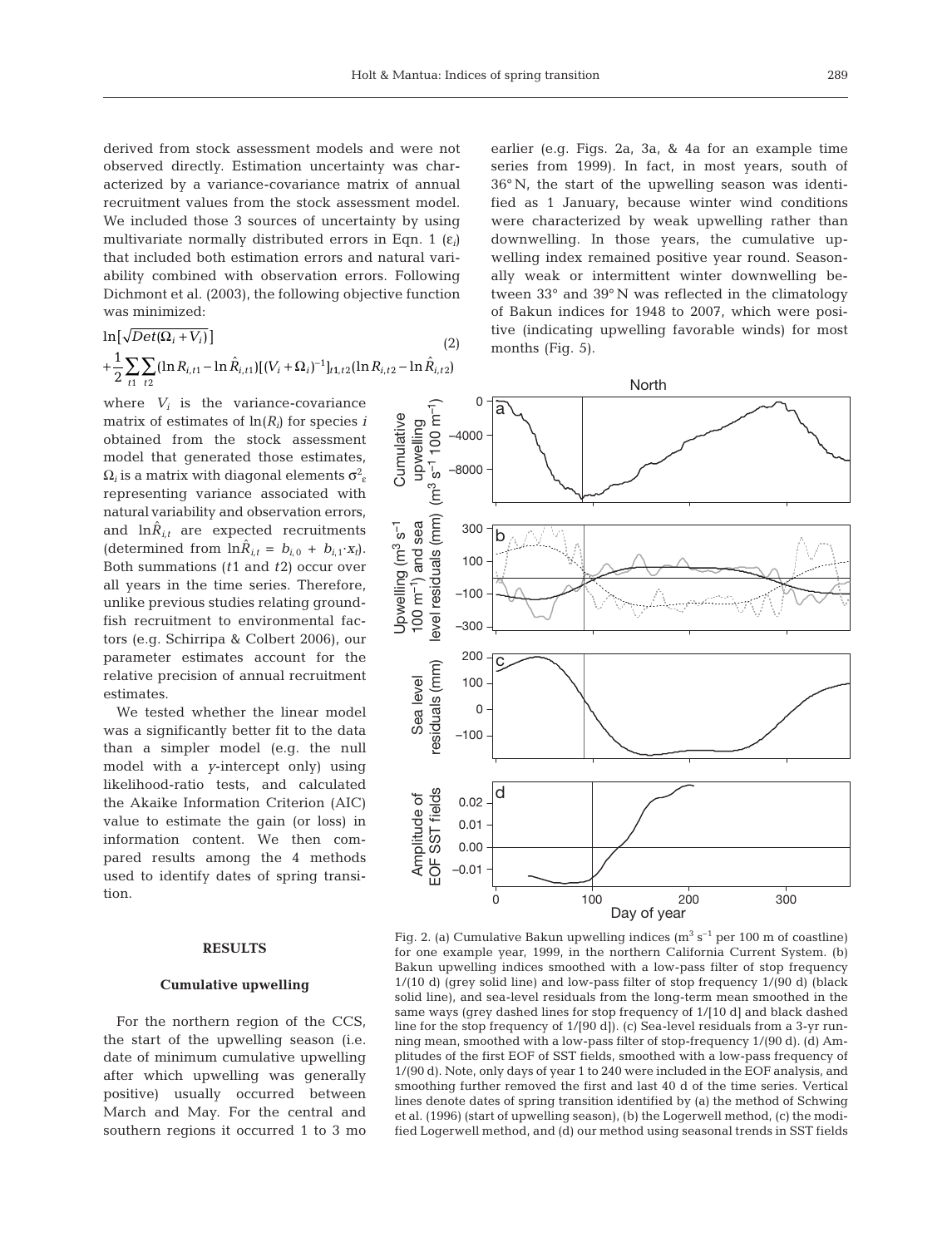derived from stock assessment models and were not observed directly. Estimation uncertainty was characterized by a variance-covariance matrix of annual recruitment values from the stock assessment model. We included those 3 sources of uncertainty by using multivariate normally distributed errors in Eqn. 1 ($\varepsilon_i$) that included both estimation errors and natural variability combined with observation errors. Following Dichmont et al. (2003), the following objective function was minimized:

$$\ln[\sqrt{Det(\Omega_i + V_i)}] + \frac{1}{2}\sum_{t1}\sum_{t2}(\ln R_{i,t1} - \ln \hat{R}_{i,t1})[(V_i + \Omega_i)^{-1}]_{t1,t2}(\ln R_{i,t2} - \ln \hat{R}_{i,t2}) \quad (2)$$

where $V_i$ is the variance-covariance matrix of estimates of $\ln(R_i)$ for species $i$ obtained from the stock assessment model that generated those estimates, $\Omega_i$ is a matrix with diagonal elements $\sigma^2_\varepsilon$ representing variance associated with natural variability and observation errors, and $\ln\hat{R}_{i,t}$ are expected recruitments (determined from $\ln\hat{R}_{i,t} = b_{i,0} + b_{i,1} \cdot x_t$). Both summations ($t1$ and $t2$) occur over all years in the time series. Therefore, unlike previous studies relating groundfish recruitment to environmental factors (e.g. Schirripa & Colbert 2006), our parameter estimates account for the relative precision of annual recruitment estimates.

We tested whether the linear model was a significantly better fit to the data than a simpler model (e.g. the null model with a $y$-intercept only) using likelihood-ratio tests, and calculated the Akaike Information Criterion (AIC) value to estimate the gain (or loss) in information content. We then compared results among the 4 methods used to identify dates of spring transition.

## RESULTS

### Cumulative upwelling

For the northern region of the CCS, the start of the upwelling season (i.e. date of minimum cumulative upwelling after which upwelling was generally positive) usually occurred between March and May. For the central and southern regions it occurred 1 to 3 mo earlier (e.g. Figs. 2a, 3a, & 4a for an example time series from 1999). In fact, in most years, south of 36° N, the start of the upwelling season was identified as 1 January, because winter wind conditions were characterized by weak upwelling rather than downwelling. In those years, the cumulative upwelling index remained positive year round. Seasonally weak or intermittent winter downwelling between 33° and 39° N was reflected in the climatology of Bakun indices for 1948 to 2007, which were positive (indicating upwelling favorable winds) for most months (Fig. 5).

Fig. 2. (a) Cumulative Bakun upwelling indices (m$^3$ s$^{-1}$ per 100 m of coastline) for one example year, 1999, in the northern California Current System. (b) Bakun upwelling indices smoothed with a low-pass filter of stop frequency 1/(10 d) (grey solid line) and low-pass filter of stop frequency 1/(90 d) (black solid line), and sea-level residuals from the long-term mean smoothed in the same ways (grey dashed lines for stop frequency of 1/[10 d] and black dashed line for the stop frequency of 1/[90 d]). (c) Sea-level residuals from a 3-yr running mean, smoothed with a low-pass filter of stop-frequency 1/(90 d). (d) Amplitudes of the first EOF of SST fields, smoothed with a low-pass frequency of 1/(90 d). Note, only days of year 1 to 240 were included in the EOF analysis, and smoothing further removed the first and last 40 d of the time series. Vertical lines denote dates of spring transition identified by (a) the method of Schwing et al. (1996) (start of upwelling season), (b) the Logerwell method, (c) the modified Logerwell method, and (d) our method using seasonal trends in SST fields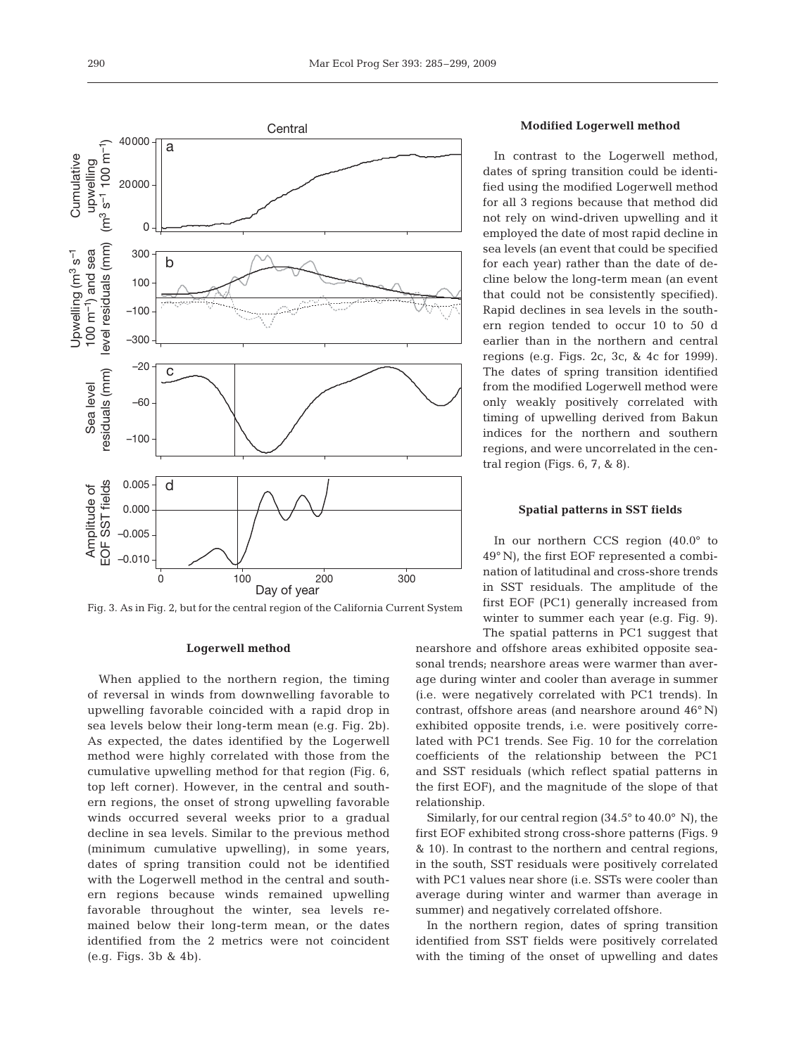Fig. 3. As in Fig. 2, but for the central region of the California Current System

### Logerwell method

When applied to the northern region, the timing of reversal in winds from downwelling favorable to upwelling favorable coincided with a rapid drop in sea levels below their long-term mean (e.g. Fig. 2b). As expected, the dates identified by the Logerwell method were highly correlated with those from the cumulative upwelling method for that region (Fig. 6, top left corner). However, in the central and southern regions, the onset of strong upwelling favorable winds occurred several weeks prior to a gradual decline in sea levels. Similar to the previous method (minimum cumulative upwelling), in some years, dates of spring transition could not be identified with the Logerwell method in the central and southern regions because winds remained upwelling favorable throughout the winter, sea levels remained below their long-term mean, or the dates identified from the 2 metrics were not coincident (e.g. Figs. 3b & 4b).

### Modified Logerwell method

In contrast to the Logerwell method, dates of spring transition could be identified using the modified Logerwell method for all 3 regions because that method did not rely on wind-driven upwelling and it employed the date of most rapid decline in sea levels (an event that could be specified for each year) rather than the date of decline below the long-term mean (an event that could not be consistently specified). Rapid declines in sea levels in the southern region tended to occur 10 to 50 d earlier than in the northern and central regions (e.g. Figs. 2c, 3c, & 4c for 1999). The dates of spring transition identified from the modified Logerwell method were only weakly positively correlated with timing of upwelling derived from Bakun indices for the northern and southern regions, and were uncorrelated in the central region (Figs. 6, 7, & 8).

### Spatial patterns in SST fields

In our northern CCS region (40.0° to 49° N), the first EOF represented a combination of latitudinal and cross-shore trends in SST residuals. The amplitude of the first EOF (PC1) generally increased from winter to summer each year (e.g. Fig. 9). The spatial patterns in PC1 suggest that nearshore and offshore areas exhibited opposite seasonal trends; nearshore areas were warmer than average during winter and cooler than average in summer (i.e. were negatively correlated with PC1 trends). In contrast, offshore areas (and nearshore around 46° N) exhibited opposite trends, i.e. were positively correlated with PC1 trends. See Fig. 10 for the correlation coefficients of the relationship between the PC1 and SST residuals (which reflect spatial patterns in the first EOF), and the magnitude of the slope of that relationship.

Similarly, for our central region (34.5° to 40.0° N), the first EOF exhibited strong cross-shore patterns (Figs. 9 & 10). In contrast to the northern and central regions, in the south, SST residuals were positively correlated with PC1 values near shore (i.e. SSTs were cooler than average during winter and warmer than average in summer) and negatively correlated offshore.

In the northern region, dates of spring transition identified from SST fields were positively correlated with the timing of the onset of upwelling and dates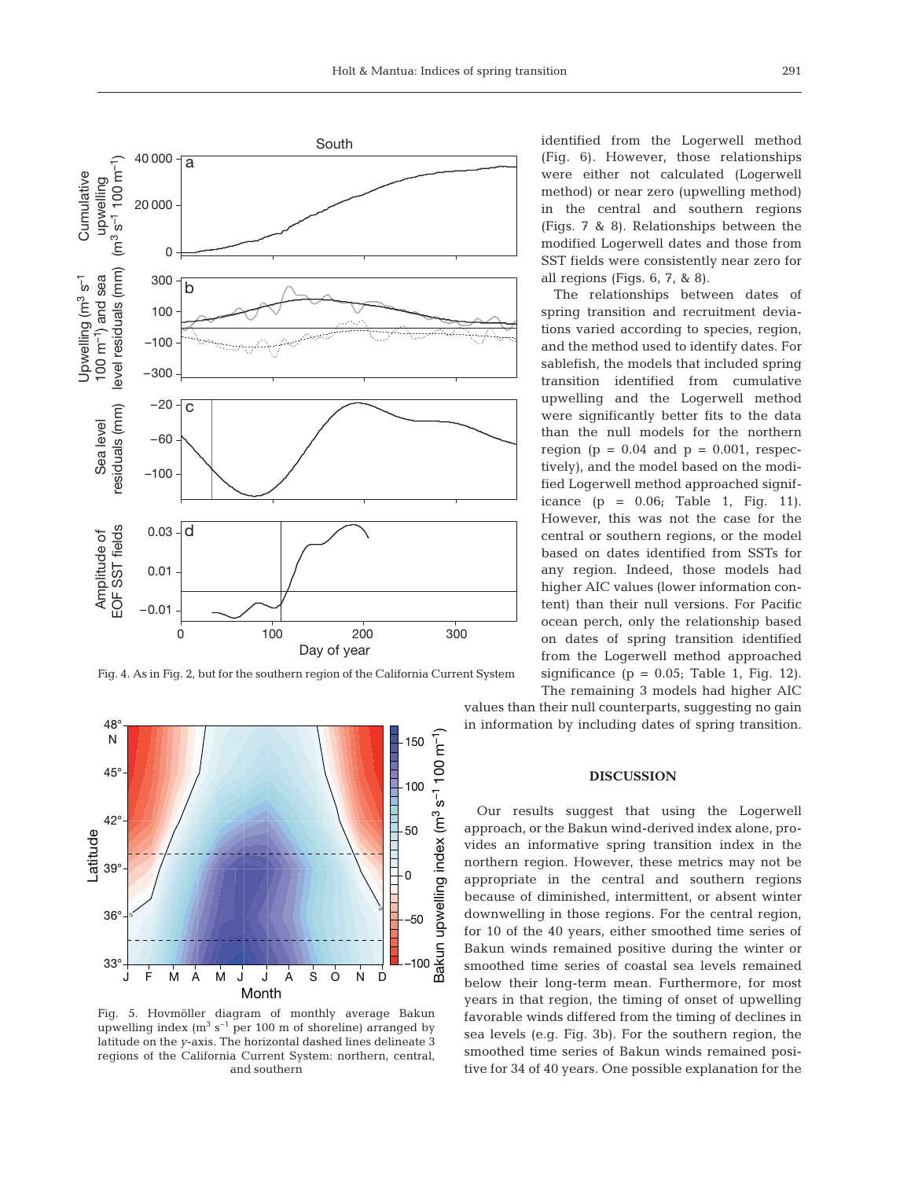Fig. 4. As in Fig. 2, but for the southern region of the California Current System

Fig. 5. Hovmöller diagram of monthly average Bakun upwelling index ($m^3 s^{-1}$ per 100 m of shoreline) arranged by latitude on the *y*-axis. The horizontal dashed lines delineate 3 regions of the California Current System: northern, central, and southern

identified from the Logerwell method (Fig. 6). However, those relationships were either not calculated (Logerwell method) or near zero (upwelling method) in the central and southern regions (Figs. 7 & 8). Relationships between the modified Logerwell dates and those from SST fields were consistently near zero for all regions (Figs. 6, 7, & 8).

The relationships between dates of spring transition and recruitment deviations varied according to species, region, and the method used to identify dates. For sablefish, the models that included spring transition identified from cumulative upwelling and the Logerwell method were significantly better fits to the data than the null models for the northern region ($p = 0.04$ and $p = 0.001$, respectively), and the model based on the modified Logerwell method approached significance ($p = 0.06$; Table 1, Fig. 11). However, this was not the case for the central or southern regions, or the model based on dates identified from SSTs for any region. Indeed, those models had higher AIC values (lower information content) than their null versions. For Pacific ocean perch, only the relationship based on dates of spring transition identified from the Logerwell method approached significance ($p = 0.05$; Table 1, Fig. 12). The remaining 3 models had higher AIC values than their null counterparts, suggesting no gain in information by including dates of spring transition.

## DISCUSSION

Our results suggest that using the Logerwell approach, or the Bakun wind-derived index alone, provides an informative spring transition index in the northern region. However, these metrics may not be appropriate in the central and southern regions because of diminished, intermittent, or absent winter downwelling in those regions. For the central region, for 10 of the 40 years, either smoothed time series of Bakun winds remained positive during the winter or smoothed time series of coastal sea levels remained below their long-term mean. Furthermore, for most years in that region, the timing of onset of upwelling favorable winds differed from the timing of declines in sea levels (e.g. Fig. 3b). For the southern region, the smoothed time series of Bakun winds remained positive for 34 of 40 years. One possible explanation for the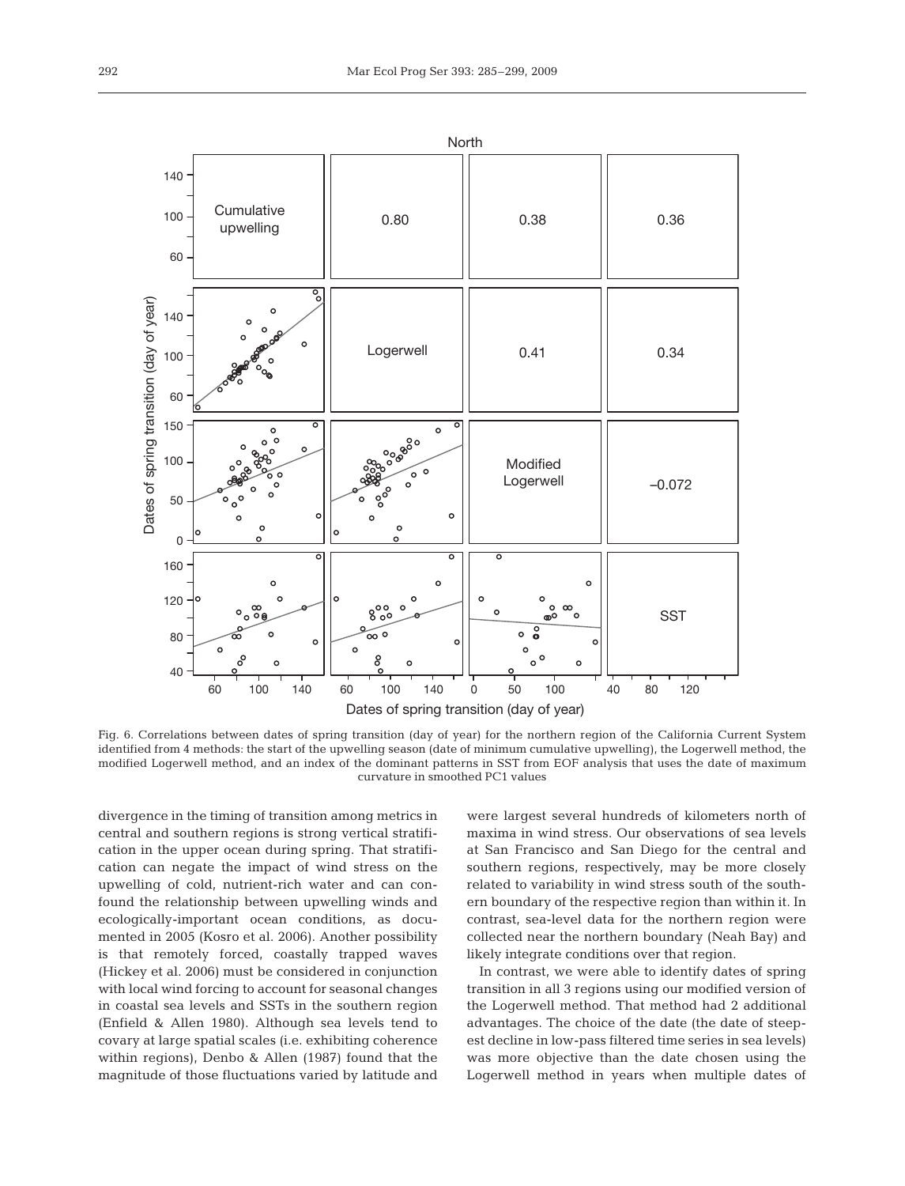Fig. 6. Correlations between dates of spring transition (day of year) for the northern region of the California Current System identified from 4 methods: the start of the upwelling season (date of minimum cumulative upwelling), the Logerwell method, the modified Logerwell method, and an index of the dominant patterns in SST from EOF analysis that uses the date of maximum curvature in smoothed PC1 values

divergence in the timing of transition among metrics in central and southern regions is strong vertical stratification in the upper ocean during spring. That stratification can negate the impact of wind stress on the upwelling of cold, nutrient-rich water and can confound the relationship between upwelling winds and ecologically-important ocean conditions, as documented in 2005 (Kosro et al. 2006). Another possibility is that remotely forced, coastally trapped waves (Hickey et al. 2006) must be considered in conjunction with local wind forcing to account for seasonal changes in coastal sea levels and SSTs in the southern region (Enfield & Allen 1980). Although sea levels tend to covary at large spatial scales (i.e. exhibiting coherence within regions), Denbo & Allen (1987) found that the magnitude of those fluctuations varied by latitude and were largest several hundreds of kilometers north of maxima in wind stress. Our observations of sea levels at San Francisco and San Diego for the central and southern regions, respectively, may be more closely related to variability in wind stress south of the southern boundary of the respective region than within it. In contrast, sea-level data for the northern region were collected near the northern boundary (Neah Bay) and likely integrate conditions over that region.

In contrast, we were able to identify dates of spring transition in all 3 regions using our modified version of the Logerwell method. That method had 2 additional advantages. The choice of the date (the date of steepest decline in low-pass filtered time series in sea levels) was more objective than the date chosen using the Logerwell method in years when multiple dates of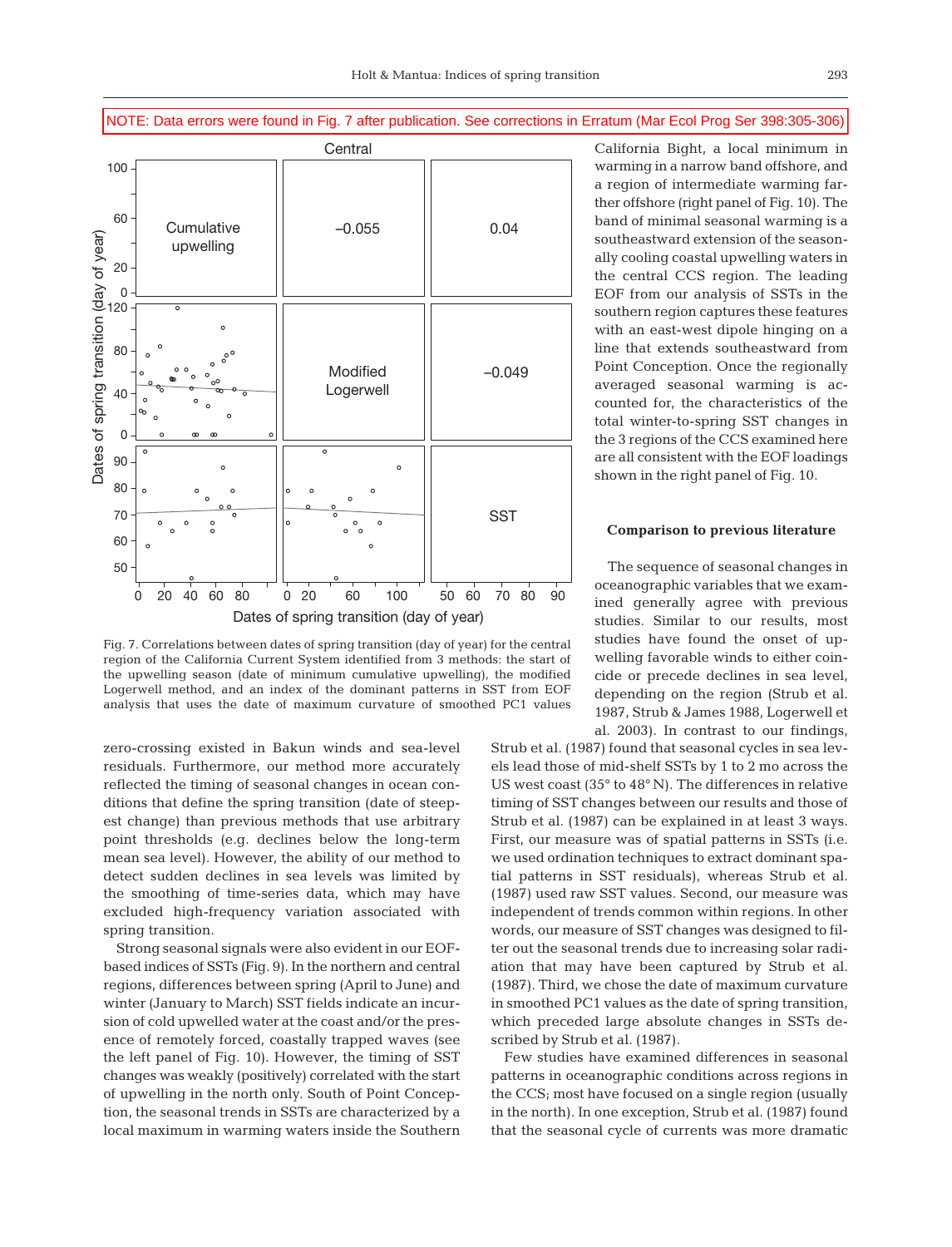NOTE: Data errors were found in Fig. 7 after publication. See corrections in Erratum (Mar Ecol Prog Ser 398:305-306)

Fig. 7. Correlations between dates of spring transition (day of year) for the central region of the California Current System identified from 3 methods: the start of the upwelling season (date of minimum cumulative upwelling), the modified Logerwell method, and an index of the dominant patterns in SST from EOF analysis that uses the date of maximum curvature of smoothed PC1 values

zero-crossing existed in Bakun winds and sea-level residuals. Furthermore, our method more accurately reflected the timing of seasonal changes in ocean conditions that define the spring transition (date of steepest change) than previous methods that use arbitrary point thresholds (e.g. declines below the long-term mean sea level). However, the ability of our method to detect sudden declines in sea levels was limited by the smoothing of time-series data, which may have excluded high-frequency variation associated with spring transition.

Strong seasonal signals were also evident in our EOF-based indices of SSTs (Fig. 9). In the northern and central regions, differences between spring (April to June) and winter (January to March) SST fields indicate an incursion of cold upwelled water at the coast and/or the presence of remotely forced, coastally trapped waves (see the left panel of Fig. 10). However, the timing of SST changes was weakly (positively) correlated with the start of upwelling in the north only. South of Point Conception, the seasonal trends in SSTs are characterized by a local maximum in warming waters inside the Southern California Bight, a local minimum in warming in a narrow band offshore, and a region of intermediate warming farther offshore (right panel of Fig. 10). The band of minimal seasonal warming is a southeastward extension of the seasonally cooling coastal upwelling waters in the central CCS region. The leading EOF from our analysis of SSTs in the southern region captures these features with an east-west dipole hinging on a line that extends southeastward from Point Conception. Once the regionally averaged seasonal warming is accounted for, the characteristics of the total winter-to-spring SST changes in the 3 regions of the CCS examined here are all consistent with the EOF loadings shown in the right panel of Fig. 10.

## Comparison to previous literature

The sequence of seasonal changes in oceanographic variables that we examined generally agree with previous studies. Similar to our results, most studies have found the onset of upwelling favorable winds to either coincide or precede declines in sea level, depending on the region (Strub et al. 1987, Strub & James 1988, Logerwell et al. 2003). In contrast to our findings, Strub et al. (1987) found that seasonal cycles in sea levels lead those of mid-shelf SSTs by 1 to 2 mo across the US west coast (35° to 48° N). The differences in relative timing of SST changes between our results and those of Strub et al. (1987) can be explained in at least 3 ways. First, our measure was of spatial patterns in SSTs (i.e. we used ordination techniques to extract dominant spatial patterns in SST residuals), whereas Strub et al. (1987) used raw SST values. Second, our measure was independent of trends common within regions. In other words, our measure of SST changes was designed to filter out the seasonal trends due to increasing solar radiation that may have been captured by Strub et al. (1987). Third, we chose the date of maximum curvature in smoothed PC1 values as the date of spring transition, which preceded large absolute changes in SSTs described by Strub et al. (1987).

Few studies have examined differences in seasonal patterns in oceanographic conditions across regions in the CCS; most have focused on a single region (usually in the north). In one exception, Strub et al. (1987) found that the seasonal cycle of currents was more dramatic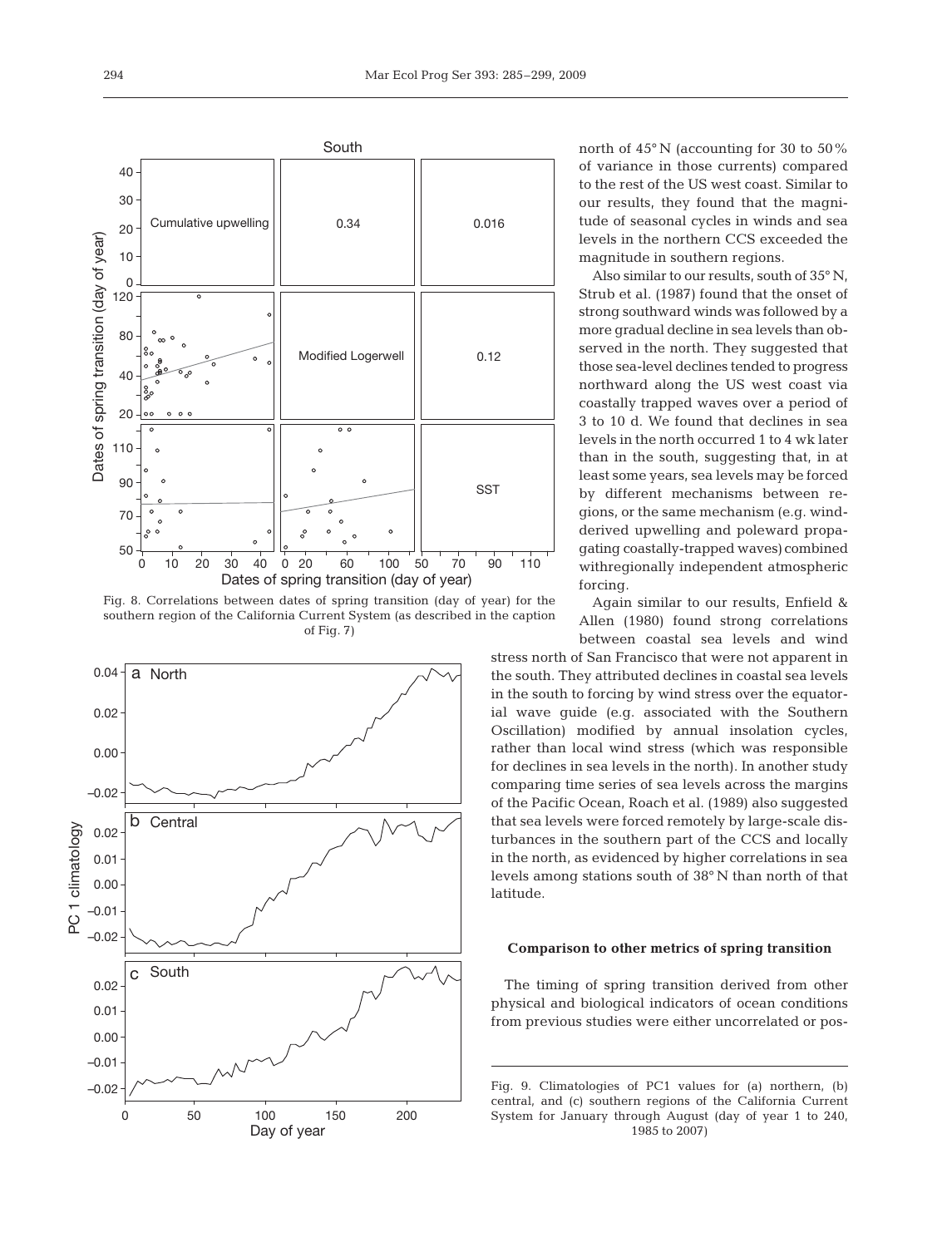Fig. 8. Correlations between dates of spring transition (day of year) for the southern region of the California Current System (as described in the caption of Fig. 7)

Fig. 9. Climatologies of PC1 values for (a) northern, (b) central, and (c) southern regions of the California Current System for January through August (day of year 1 to 240, 1985 to 2007)

north of 45° N (accounting for 30 to 50% of variance in those currents) compared to the rest of the US west coast. Similar to our results, they found that the magnitude of seasonal cycles in winds and sea levels in the northern CCS exceeded the magnitude in southern regions.

Also similar to our results, south of 35° N, Strub et al. (1987) found that the onset of strong southward winds was followed by a more gradual decline in sea levels than observed in the north. They suggested that those sea-level declines tended to progress northward along the US west coast via coastally trapped waves over a period of 3 to 10 d. We found that declines in sea levels in the north occurred 1 to 4 wk later than in the south, suggesting that, in at least some years, sea levels may be forced by different mechanisms between regions, or the same mechanism (e.g. wind-derived upwelling and poleward propagating coastally-trapped waves) combined withregionally independent atmospheric forcing.

Again similar to our results, Enfield & Allen (1980) found strong correlations between coastal sea levels and wind stress north of San Francisco that were not apparent in the south. They attributed declines in coastal sea levels in the south to forcing by wind stress over the equatorial wave guide (e.g. associated with the Southern Oscillation) modified by annual insolation cycles, rather than local wind stress (which was responsible for declines in sea levels in the north). In another study comparing time series of sea levels across the margins of the Pacific Ocean, Roach et al. (1989) also suggested that sea levels were forced remotely by large-scale disturbances in the southern part of the CCS and locally in the north, as evidenced by higher correlations in sea levels among stations south of 38° N than north of that latitude.

### Comparison to other metrics of spring transition

The timing of spring transition derived from other physical and biological indicators of ocean conditions from previous studies were either uncorrelated or pos-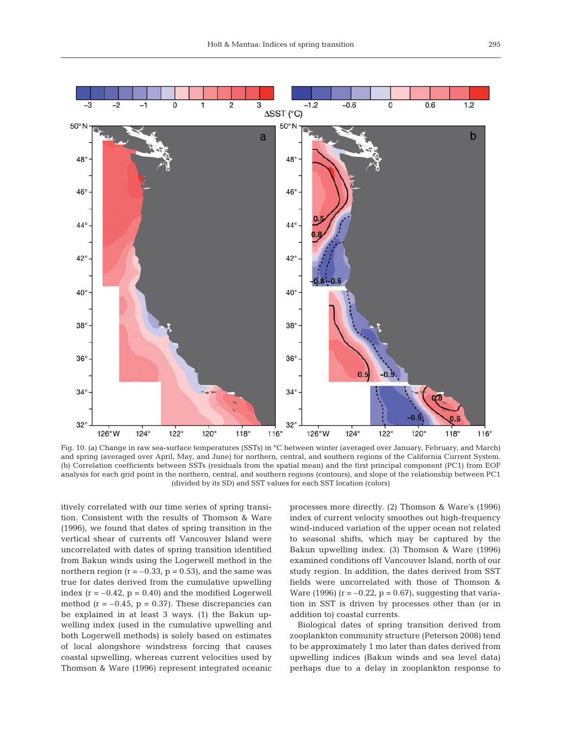Fig. 10. (a) Change in raw sea-surface temperatures (SSTs) in °C between winter (averaged over January, February, and March) and spring (averaged over April, May, and June) for northern, central, and southern regions of the California Current System. (b) Correlation coefficients between SSTs (residuals from the spatial mean) and the first principal component (PC1) from EOF analysis for each grid point in the northern, central, and southern regions (contours), and slope of the relationship between PC1 (divided by its SD) and SST values for each SST location (colors)

itively correlated with our time series of spring transition. Consistent with the results of Thomson & Ware (1996), we found that dates of spring transition in the vertical shear of currents off Vancouver Island were uncorrelated with dates of spring transition identified from Bakun winds using the Logerwell method in the northern region ($r = -0.33$, $p = 0.53$), and the same was true for dates derived from the cumulative upwelling index ($r = -0.42$, $p = 0.40$) and the modified Logerwell method ($r = -0.45$, $p = 0.37$). These discrepancies can be explained in at least 3 ways. (1) the Bakun upwelling index (used in the cumulative upwelling and both Logerwell methods) is solely based on estimates of local alongshore windstress forcing that causes coastal upwelling, whereas current velocities used by Thomson & Ware (1996) represent integrated oceanic processes more directly. (2) Thomson & Ware's (1996) index of current velocity smoothes out high-frequency wind-induced variation of the upper ocean not related to seasonal shifts, which may be captured by the Bakun upwelling index. (3) Thomson & Ware (1996) examined conditions off Vancouver Island, north of our study region. In addition, the dates derived from SST fields were uncorrelated with those of Thomson & Ware (1996) ($r = -0.22$, $p = 0.67$), suggesting that variation in SST is driven by processes other than (or in addition to) coastal currents.

Biological dates of spring transition derived from zooplankton community structure (Peterson 2008) tend to be approximately 1 mo later than dates derived from upwelling indices (Bakun winds and sea level data) perhaps due to a delay in zooplankton response to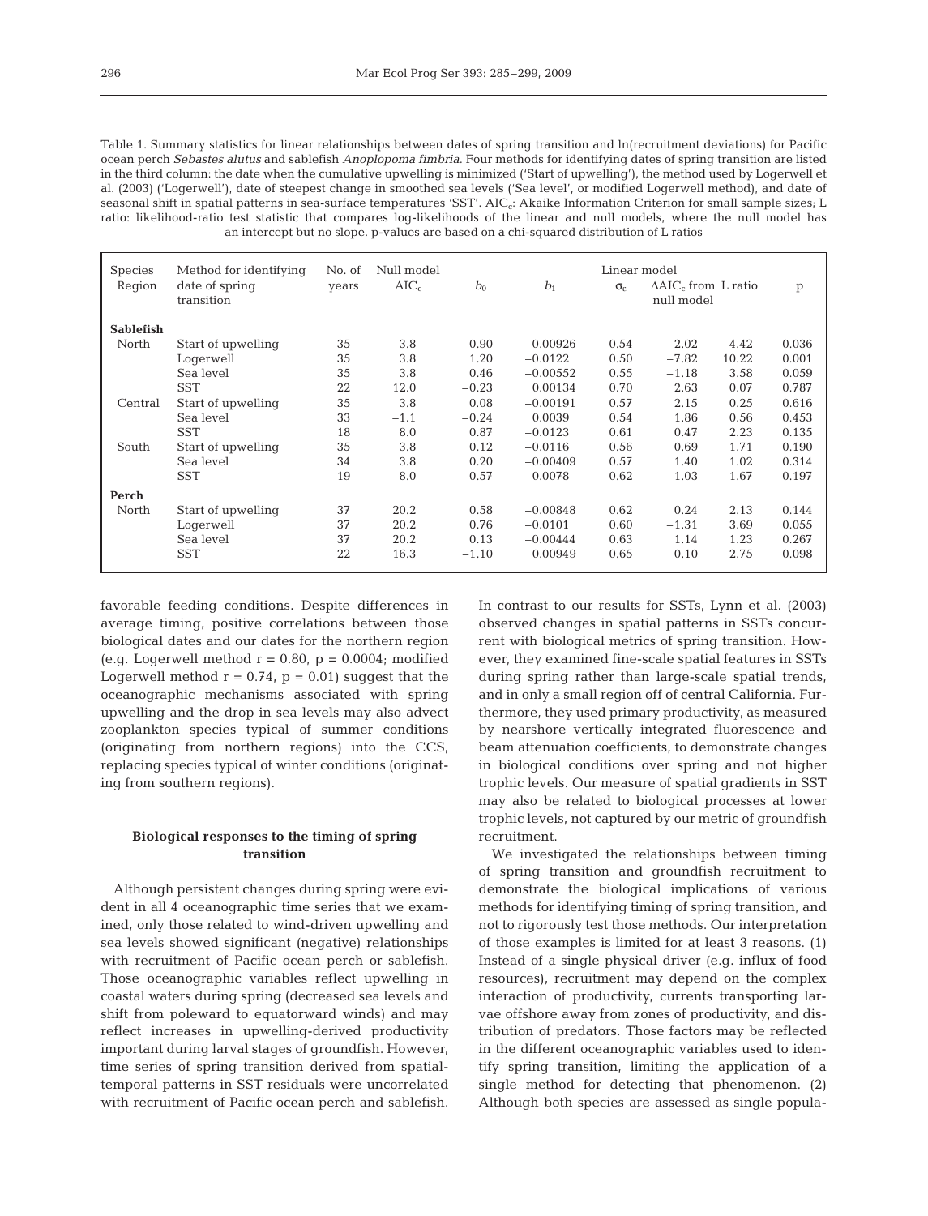Table 1. Summary statistics for linear relationships between dates of spring transition and ln(recruitment deviations) for Pacific ocean perch *Sebastes alutus* and sablefish *Anoplopoma fimbria*. Four methods for identifying dates of spring transition are listed in the third column: the date when the cumulative upwelling is minimized ('Start of upwelling'), the method used by Logerwell et al. (2003) ('Logerwell'), date of steepest change in smoothed sea levels ('Sea level', or modified Logerwell method), and date of seasonal shift in spatial patterns in sea-surface temperatures 'SST'. $AIC_c$: Akaike Information Criterion for small sample sizes; L ratio: likelihood-ratio test statistic that compares log-likelihoods of the linear and null models, where the null model has an intercept but no slope. p-values are based on a chi-squared distribution of L ratios

| Species Region | Method for identifying date of spring transition | No. of years | Null model $AIC_c$ | Linear model | | | | | |
|---|---|---|---|---|---|---|---|---|---|
| | | | | $b_0$ | $b_1$ | $\sigma_\varepsilon$ | $\Delta AIC_c$ from null model | L ratio | p |
| **Sablefish** | | | | | | | | | |
| North | Start of upwelling | 35 | 3.8 | 0.90 | −0.00926 | 0.54 | −2.02 | 4.42 | 0.036 |
| | Logerwell | 35 | 3.8 | 1.20 | −0.0122 | 0.50 | −7.82 | 10.22 | 0.001 |
| | Sea level | 35 | 3.8 | 0.46 | −0.00552 | 0.55 | −1.18 | 3.58 | 0.059 |
| | SST | 22 | 12.0 | −0.23 | 0.00134 | 0.70 | 2.63 | 0.07 | 0.787 |
| Central | Start of upwelling | 35 | 3.8 | 0.08 | −0.00191 | 0.57 | 2.15 | 0.25 | 0.616 |
| | Sea level | 33 | −1.1 | −0.24 | 0.0039 | 0.54 | 1.86 | 0.56 | 0.453 |
| | SST | 18 | 8.0 | 0.87 | −0.0123 | 0.61 | 0.47 | 2.23 | 0.135 |
| South | Start of upwelling | 35 | 3.8 | 0.12 | −0.0116 | 0.56 | 0.69 | 1.71 | 0.190 |
| | Sea level | 34 | 3.8 | 0.20 | −0.00409 | 0.57 | 1.40 | 1.02 | 0.314 |
| | SST | 19 | 8.0 | 0.57 | −0.0078 | 0.62 | 1.03 | 1.67 | 0.197 |
| **Perch** | | | | | | | | | |
| North | Start of upwelling | 37 | 20.2 | 0.58 | −0.00848 | 0.62 | 0.24 | 2.13 | 0.144 |
| | Logerwell | 37 | 20.2 | 0.76 | −0.0101 | 0.60 | −1.31 | 3.69 | 0.055 |
| | Sea level | 37 | 20.2 | 0.13 | −0.00444 | 0.63 | 1.14 | 1.23 | 0.267 |
| | SST | 22 | 16.3 | −1.10 | 0.00949 | 0.65 | 0.10 | 2.75 | 0.098 |

favorable feeding conditions. Despite differences in average timing, positive correlations between those biological dates and our dates for the northern region (e.g. Logerwell method $r = 0.80$, $p = 0.0004$; modified Logerwell method $r = 0.74$, $p = 0.01$) suggest that the oceanographic mechanisms associated with spring upwelling and the drop in sea levels may also advect zooplankton species typical of summer conditions (originating from northern regions) into the CCS, replacing species typical of winter conditions (originating from southern regions).

### Biological responses to the timing of spring transition

Although persistent changes during spring were evident in all 4 oceanographic time series that we examined, only those related to wind-driven upwelling and sea levels showed significant (negative) relationships with recruitment of Pacific ocean perch or sablefish. Those oceanographic variables reflect upwelling in coastal waters during spring (decreased sea levels and shift from poleward to equatorward winds) and may reflect increases in upwelling-derived productivity important during larval stages of groundfish. However, time series of spring transition derived from spatial-temporal patterns in SST residuals were uncorrelated with recruitment of Pacific ocean perch and sablefish. In contrast to our results for SSTs, Lynn et al. (2003) observed changes in spatial patterns in SSTs concurrent with biological metrics of spring transition. However, they examined fine-scale spatial features in SSTs during spring rather than large-scale spatial trends, and in only a small region off of central California. Furthermore, they used primary productivity, as measured by nearshore vertically integrated fluorescence and beam attenuation coefficients, to demonstrate changes in biological conditions over spring and not higher trophic levels. Our measure of spatial gradients in SST may also be related to biological processes at lower trophic levels, not captured by our metric of groundfish recruitment.

We investigated the relationships between timing of spring transition and groundfish recruitment to demonstrate the biological implications of various methods for identifying timing of spring transition, and not to rigorously test those methods. Our interpretation of those examples is limited for at least 3 reasons. (1) Instead of a single physical driver (e.g. influx of food resources), recruitment may depend on the complex interaction of productivity, currents transporting larvae offshore away from zones of productivity, and distribution of predators. Those factors may be reflected in the different oceanographic variables used to identify spring transition, limiting the application of a single method for detecting that phenomenon. (2) Although both species are assessed as single popula-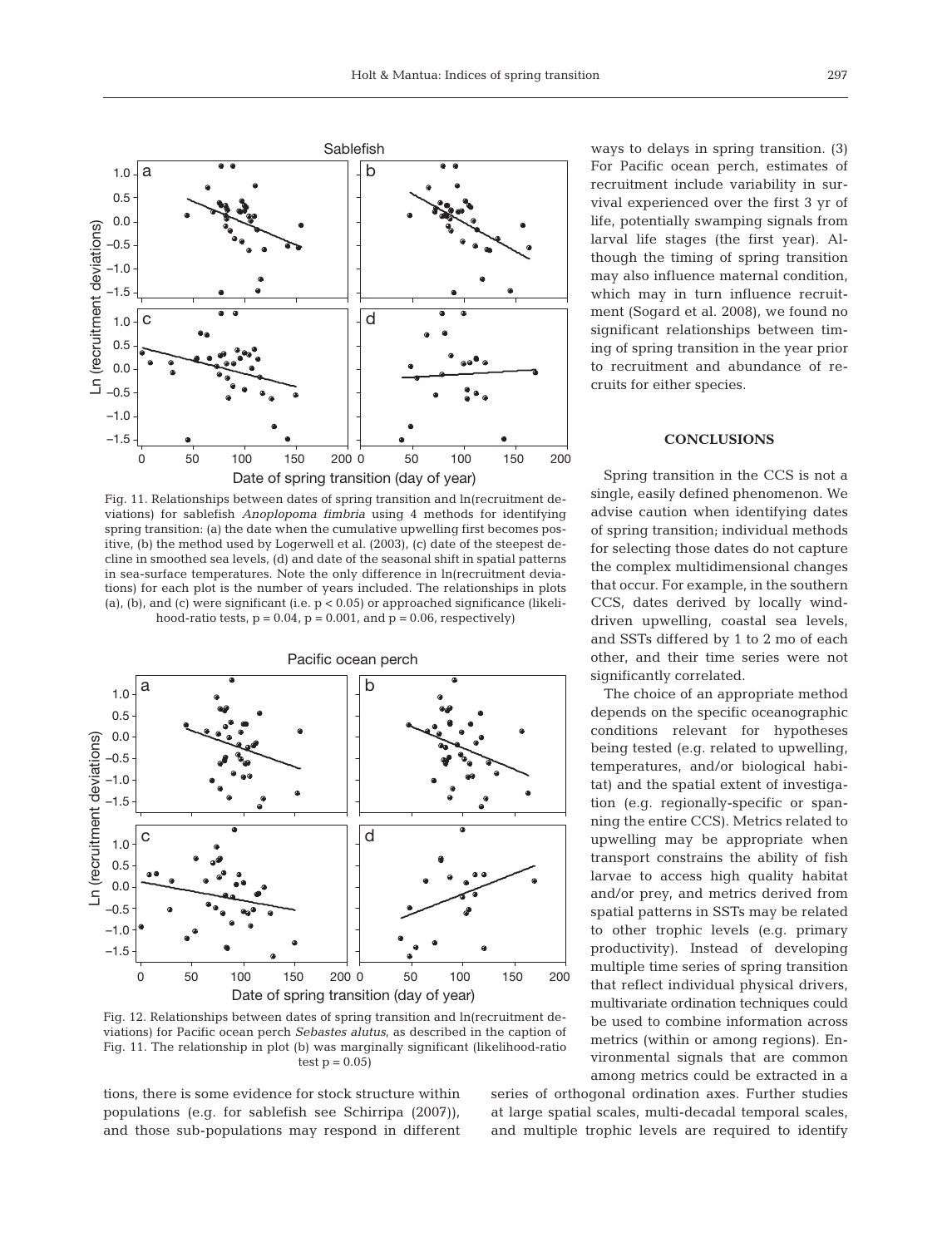Fig. 11. Relationships between dates of spring transition and ln(recruitment deviations) for sablefish *Anoplopoma fimbria* using 4 methods for identifying spring transition: (a) the date when the cumulative upwelling first becomes positive, (b) the method used by Logerwell et al. (2003), (c) date of the steepest decline in smoothed sea levels, (d) and date of the seasonal shift in spatial patterns in sea-surface temperatures. Note the only difference in ln(recruitment deviations) for each plot is the number of years included. The relationships in plots (a), (b), and (c) were significant (i.e. $p < 0.05$) or approached significance (likelihood-ratio tests, $p = 0.04$, $p = 0.001$, and $p = 0.06$, respectively)

Fig. 12. Relationships between dates of spring transition and ln(recruitment deviations) for Pacific ocean perch *Sebastes alutus*, as described in the caption of Fig. 11. The relationship in plot (b) was marginally significant (likelihood-ratio test $p = 0.05$)

tions, there is some evidence for stock structure within populations (e.g. for sablefish see Schirripa (2007)), and those sub-populations may respond in different ways to delays in spring transition. (3) For Pacific ocean perch, estimates of recruitment include variability in survival experienced over the first 3 yr of life, potentially swamping signals from larval life stages (the first year). Although the timing of spring transition may also influence maternal condition, which may in turn influence recruitment (Sogard et al. 2008), we found no significant relationships between timing of spring transition in the year prior to recruitment and abundance of recruits for either species.

## CONCLUSIONS

Spring transition in the CCS is not a single, easily defined phenomenon. We advise caution when identifying dates of spring transition; individual methods for selecting those dates do not capture the complex multidimensional changes that occur. For example, in the southern CCS, dates derived by locally wind-driven upwelling, coastal sea levels, and SSTs differed by 1 to 2 mo of each other, and their time series were not significantly correlated.

The choice of an appropriate method depends on the specific oceanographic conditions relevant for hypotheses being tested (e.g. related to upwelling, temperatures, and/or biological habitat) and the spatial extent of investigation (e.g. regionally-specific or spanning the entire CCS). Metrics related to upwelling may be appropriate when transport constrains the ability of fish larvae to access high quality habitat and/or prey, and metrics derived from spatial patterns in SSTs may be related to other trophic levels (e.g. primary productivity). Instead of developing multiple time series of spring transition that reflect individual physical drivers, multivariate ordination techniques could be used to combine information across metrics (within or among regions). Environmental signals that are common among metrics could be extracted in a series of orthogonal ordination axes. Further studies at large spatial scales, multi-decadal temporal scales, and multiple trophic levels are required to identify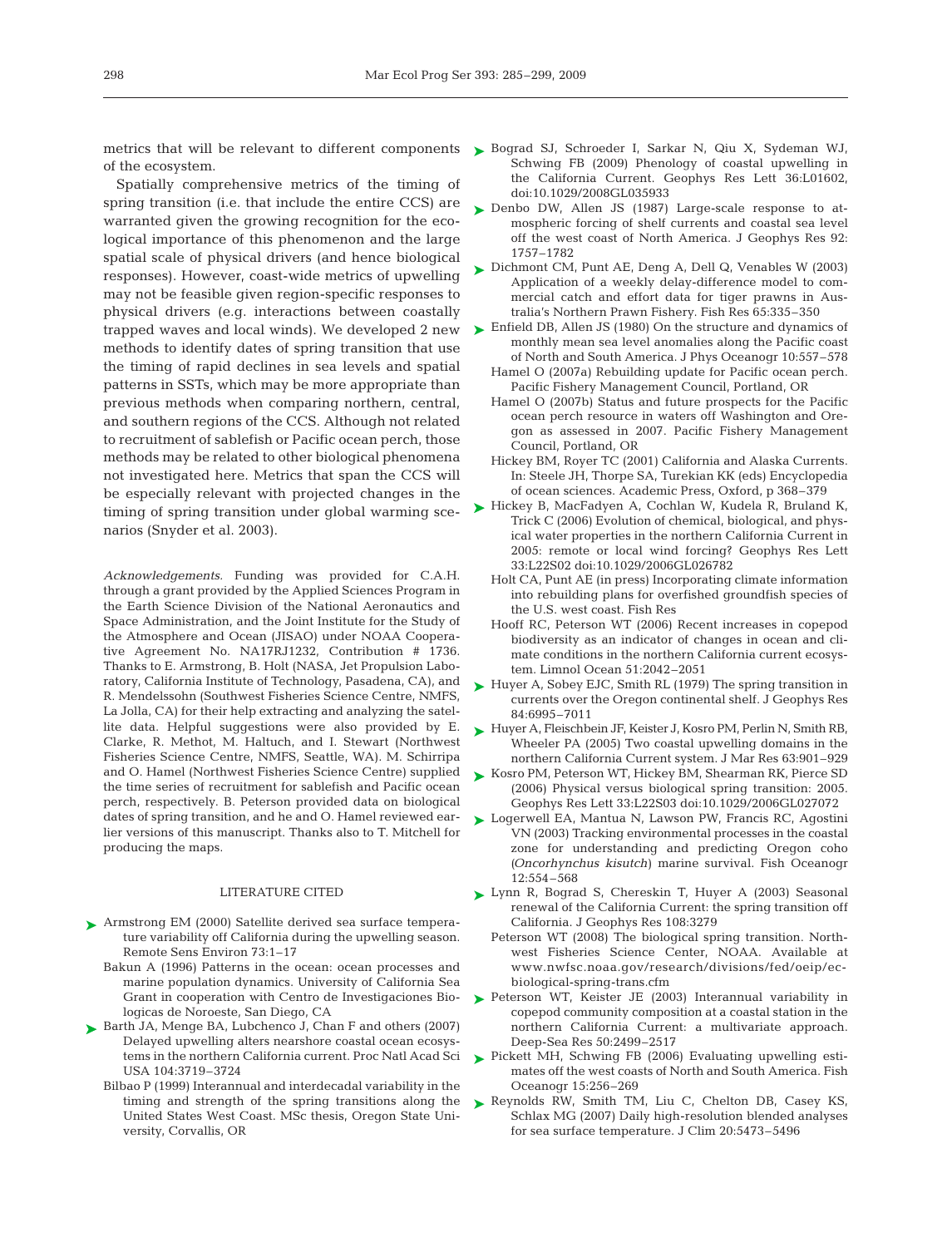metrics that will be relevant to different components of the ecosystem.

Spatially comprehensive metrics of the timing of spring transition (i.e. that include the entire CCS) are warranted given the growing recognition for the ecological importance of this phenomenon and the large spatial scale of physical drivers (and hence biological responses). However, coast-wide metrics of upwelling may not be feasible given region-specific responses to physical drivers (e.g. interactions between coastally trapped waves and local winds). We developed 2 new methods to identify dates of spring transition that use the timing of rapid declines in sea levels and spatial patterns in SSTs, which may be more appropriate than previous methods when comparing northern, central, and southern regions of the CCS. Although not related to recruitment of sablefish or Pacific ocean perch, those methods may be related to other biological phenomena not investigated here. Metrics that span the CCS will be especially relevant with projected changes in the timing of spring transition under global warming scenarios (Snyder et al. 2003).

*Acknowledgements.* Funding was provided for C.A.H. through a grant provided by the Applied Sciences Program in the Earth Science Division of the National Aeronautics and Space Administration, and the Joint Institute for the Study of the Atmosphere and Ocean (JISAO) under NOAA Cooperative Agreement No. NA17RJ1232, Contribution # 1736. Thanks to E. Armstrong, B. Holt (NASA, Jet Propulsion Laboratory, California Institute of Technology, Pasadena, CA), and R. Mendelssohn (Southwest Fisheries Science Centre, NMFS, La Jolla, CA) for their help extracting and analyzing the satellite data. Helpful suggestions were also provided by E. Clarke, R. Methot, M. Haltuch, and I. Stewart (Northwest Fisheries Science Centre, NMFS, Seattle, WA). M. Schirripa and O. Hamel (Northwest Fisheries Science Centre) supplied the time series of recruitment for sablefish and Pacific ocean perch, respectively. B. Peterson provided data on biological dates of spring transition, and he and O. Hamel reviewed earlier versions of this manuscript. Thanks also to T. Mitchell for producing the maps.

## LITERATURE CITED

- Armstrong EM (2000) Satellite derived sea surface temperature variability off California during the upwelling season. Remote Sens Environ 73:1–17
- Bakun A (1996) Patterns in the ocean: ocean processes and marine population dynamics. University of California Sea Grant in cooperation with Centro de Investigaciones Biologicas de Noroeste, San Diego, CA
- Barth JA, Menge BA, Lubchenco J, Chan F and others (2007) Delayed upwelling alters nearshore coastal ocean ecosystems in the northern California current. Proc Natl Acad Sci USA 104:3719–3724
- Bilbao P (1999) Interannual and interdecadal variability in the timing and strength of the spring transitions along the United States West Coast. MSc thesis, Oregon State University, Corvallis, OR
- Bograd SJ, Schroeder I, Sarkar N, Qiu X, Sydeman WJ, Schwing FB (2009) Phenology of coastal upwelling in the California Current. Geophys Res Lett 36:L01602, doi:10.1029/2008GL035933
- Denbo DW, Allen JS (1987) Large-scale response to atmospheric forcing of shelf currents and coastal sea level off the west coast of North America. J Geophys Res 92: 1757–1782
- Dichmont CM, Punt AE, Deng A, Dell Q, Venables W (2003) Application of a weekly delay-difference model to commercial catch and effort data for tiger prawns in Australia's Northern Prawn Fishery. Fish Res 65:335–350
- Enfield DB, Allen JS (1980) On the structure and dynamics of monthly mean sea level anomalies along the Pacific coast of North and South America. J Phys Oceanogr 10:557–578
- Hamel O (2007a) Rebuilding update for Pacific ocean perch. Pacific Fishery Management Council, Portland, OR
- Hamel O (2007b) Status and future prospects for the Pacific ocean perch resource in waters off Washington and Oregon as assessed in 2007. Pacific Fishery Management Council, Portland, OR
- Hickey BM, Royer TC (2001) California and Alaska Currents. In: Steele JH, Thorpe SA, Turekian KK (eds) Encyclopedia of ocean sciences. Academic Press, Oxford, p 368–379
- Hickey B, MacFadyen A, Cochlan W, Kudela R, Bruland K, Trick C (2006) Evolution of chemical, biological, and physical water properties in the northern California Current in 2005: remote or local wind forcing? Geophys Res Lett 33:L22S02 doi:10.1029/2006GL026782
- Holt CA, Punt AE (in press) Incorporating climate information into rebuilding plans for overfished groundfish species of the U.S. west coast. Fish Res
- Hooff RC, Peterson WT (2006) Recent increases in copepod biodiversity as an indicator of changes in ocean and climate conditions in the northern California current ecosystem. Limnol Ocean 51:2042–2051
- Huyer A, Sobey EJC, Smith RL (1979) The spring transition in currents over the Oregon continental shelf. J Geophys Res 84:6995–7011
- Huyer A, Fleischbein JF, Keister J, Kosro PM, Perlin N, Smith RB, Wheeler PA (2005) Two coastal upwelling domains in the northern California Current system. J Mar Res 63:901–929
- Kosro PM, Peterson WT, Hickey BM, Shearman RK, Pierce SD (2006) Physical versus biological spring transition: 2005. Geophys Res Lett 33:L22S03 doi:10.1029/2006GL027072
- Logerwell EA, Mantua N, Lawson PW, Francis RC, Agostini VN (2003) Tracking environmental processes in the coastal zone for understanding and predicting Oregon coho (*Oncorhynchus kisutch*) marine survival. Fish Oceanogr 12:554–568
- Lynn R, Bograd S, Chereskin T, Huyer A (2003) Seasonal renewal of the California Current: the spring transition off California. J Geophys Res 108:3279
- Peterson WT (2008) The biological spring transition. Northwest Fisheries Science Center, NOAA. Available at www.nwfsc.noaa.gov/research/divisions/fed/oeip/ecbiological-spring-trans.cfm
- Peterson WT, Keister JE (2003) Interannual variability in copepod community composition at a coastal station in the northern California Current: a multivariate approach. Deep-Sea Res 50:2499–2517
- Pickett MH, Schwing FB (2006) Evaluating upwelling estimates off the west coasts of North and South America. Fish Oceanogr 15:256–269
- Reynolds RW, Smith TM, Liu C, Chelton DB, Casey KS, Schlax MG (2007) Daily high-resolution blended analyses for sea surface temperature. J Clim 20:5473–5496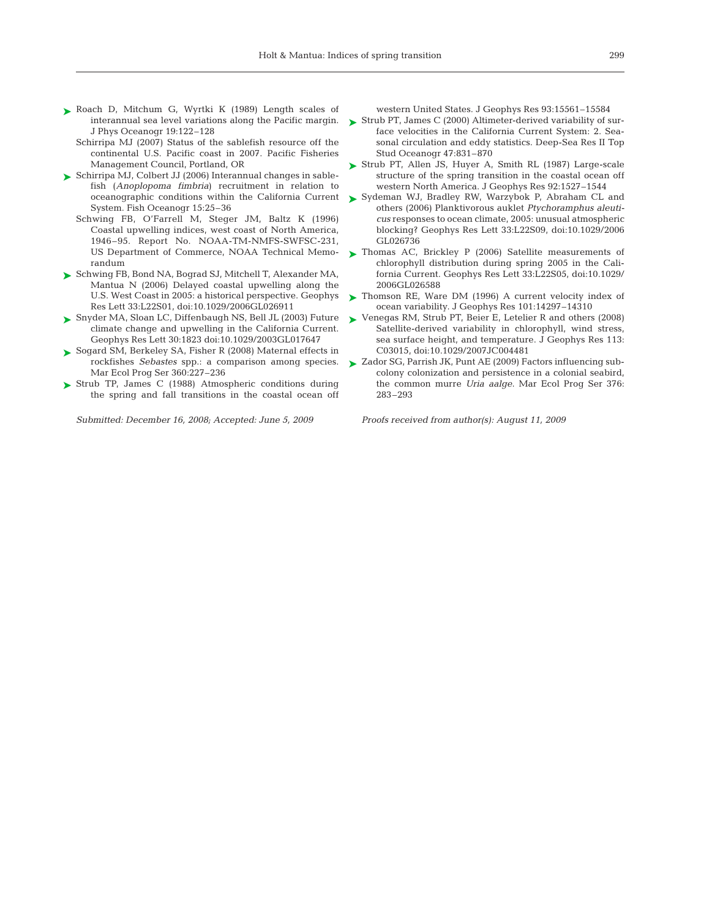Roach D, Mitchum G, Wyrtki K (1989) Length scales of interannual sea level variations along the Pacific margin. J Phys Oceanogr 19:122–128

Schirripa MJ (2007) Status of the sablefish resource off the continental U.S. Pacific coast in 2007. Pacific Fisheries Management Council, Portland, OR

Schirripa MJ, Colbert JJ (2006) Interannual changes in sablefish (*Anoplopoma fimbria*) recruitment in relation to oceanographic conditions within the California Current System. Fish Oceanogr 15:25–36

Schwing FB, O'Farrell M, Steger JM, Baltz K (1996) Coastal upwelling indices, west coast of North America, 1946–95. Report No. NOAA-TM-NMFS-SWFSC-231, US Department of Commerce, NOAA Technical Memorandum

Schwing FB, Bond NA, Bograd SJ, Mitchell T, Alexander MA, Mantua N (2006) Delayed coastal upwelling along the U.S. West Coast in 2005: a historical perspective. Geophys Res Lett 33:L22S01, doi:10.1029/2006GL026911

Snyder MA, Sloan LC, Diffenbaugh NS, Bell JL (2003) Future climate change and upwelling in the California Current. Geophys Res Lett 30:1823 doi:10.1029/2003GL017647

Sogard SM, Berkeley SA, Fisher R (2008) Maternal effects in rockfishes *Sebastes* spp.: a comparison among species. Mar Ecol Prog Ser 360:227–236

Strub TP, James C (1988) Atmospheric conditions during the spring and fall transitions in the coastal ocean off western United States. J Geophys Res 93:15561–15584

Strub PT, James C (2000) Altimeter-derived variability of surface velocities in the California Current System: 2. Seasonal circulation and eddy statistics. Deep-Sea Res II Top Stud Oceanogr 47:831–870

Strub PT, Allen JS, Huyer A, Smith RL (1987) Large-scale structure of the spring transition in the coastal ocean off western North America. J Geophys Res 92:1527–1544

Sydeman WJ, Bradley RW, Warzybok P, Abraham CL and others (2006) Planktivorous auklet *Ptychoramphus aleuticus* responses to ocean climate, 2005: unusual atmospheric blocking? Geophys Res Lett 33:L22S09, doi:10.1029/2006GL026736

Thomas AC, Brickley P (2006) Satellite measurements of chlorophyll distribution during spring 2005 in the California Current. Geophys Res Lett 33:L22S05, doi:10.1029/2006GL026588

Thomson RE, Ware DM (1996) A current velocity index of ocean variability. J Geophys Res 101:14297–14310

Venegas RM, Strub PT, Beier E, Letelier R and others (2008) Satellite-derived variability in chlorophyll, wind stress, sea surface height, and temperature. J Geophys Res 113: C03015, doi:10.1029/2007JC004481

Zador SG, Parrish JK, Punt AE (2009) Factors influencing subcolony colonization and persistence in a colonial seabird, the common murre *Uria aalge*. Mar Ecol Prog Ser 376: 283–293

*Submitted: December 16, 2008; Accepted: June 5, 2009*

*Proofs received from author(s): August 11, 2009*